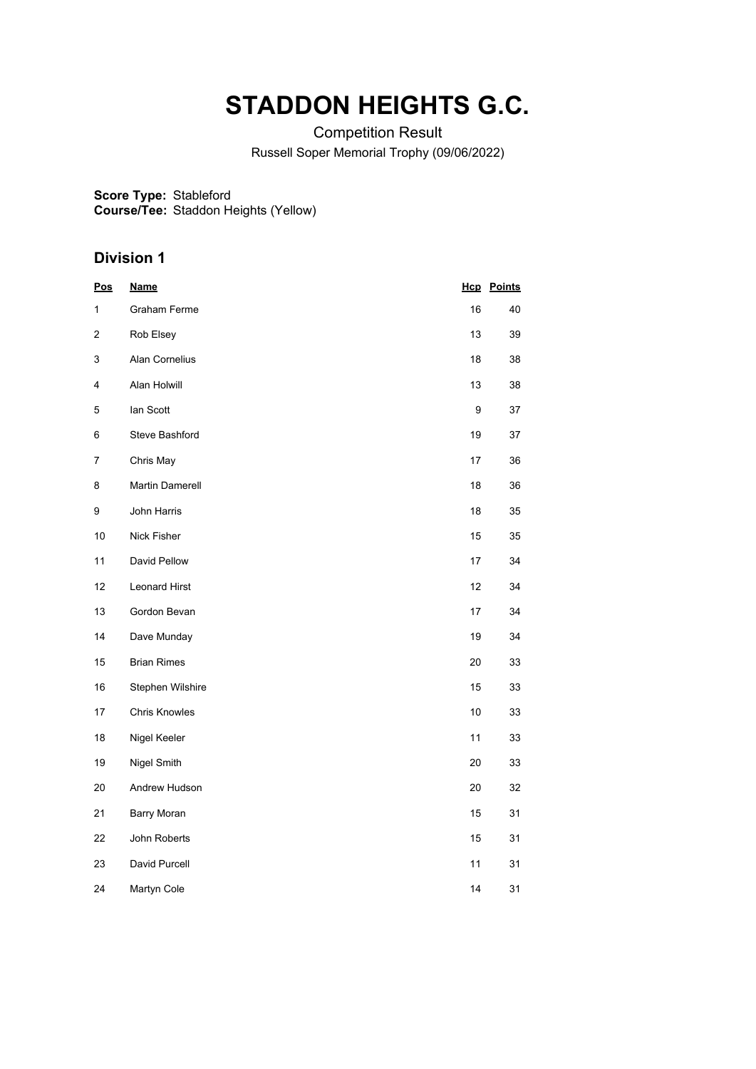# STADDON HEIGHTS G.C.

Competition Result

Russell Soper Memorial Trophy (09/06/2022)

**Score Type:** Stableford
**Course/Tee:** Staddon Heights (Yellow)

## Division 1

| Pos | Name | Hcp | Points |
|---|---|---|---|
| 1 | Graham Ferme | 16 | 40 |
| 2 | Rob Elsey | 13 | 39 |
| 3 | Alan Cornelius | 18 | 38 |
| 4 | Alan Holwill | 13 | 38 |
| 5 | Ian Scott | 9 | 37 |
| 6 | Steve Bashford | 19 | 37 |
| 7 | Chris May | 17 | 36 |
| 8 | Martin Damerell | 18 | 36 |
| 9 | John Harris | 18 | 35 |
| 10 | Nick Fisher | 15 | 35 |
| 11 | David Pellow | 17 | 34 |
| 12 | Leonard Hirst | 12 | 34 |
| 13 | Gordon Bevan | 17 | 34 |
| 14 | Dave Munday | 19 | 34 |
| 15 | Brian Rimes | 20 | 33 |
| 16 | Stephen Wilshire | 15 | 33 |
| 17 | Chris Knowles | 10 | 33 |
| 18 | Nigel Keeler | 11 | 33 |
| 19 | Nigel Smith | 20 | 33 |
| 20 | Andrew Hudson | 20 | 32 |
| 21 | Barry Moran | 15 | 31 |
| 22 | John Roberts | 15 | 31 |
| 23 | David Purcell | 11 | 31 |
| 24 | Martyn Cole | 14 | 31 |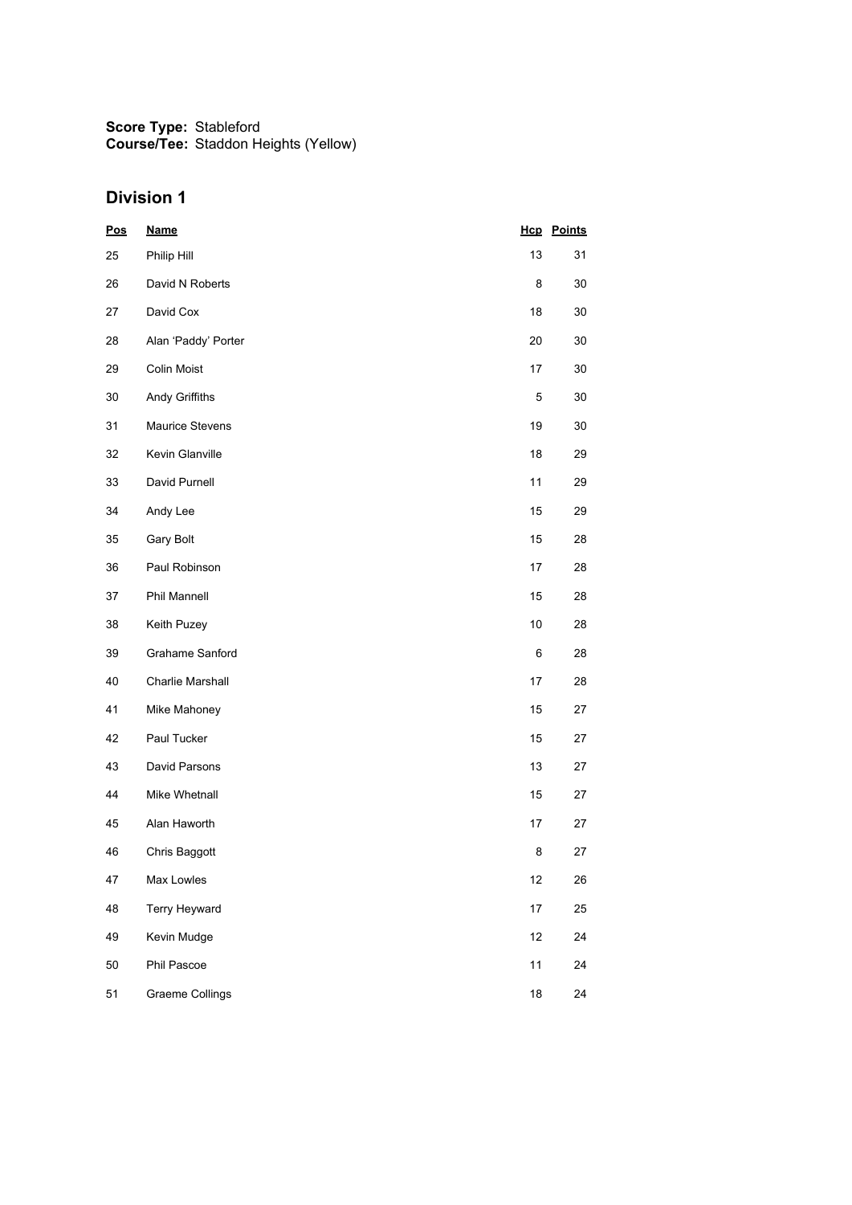**Score Type:** Stableford
**Course/Tee:** Staddon Heights (Yellow)

## Division 1

| Pos | Name | Hcp | Points |
|---|---|---|---|
| 25 | Philip Hill | 13 | 31 |
| 26 | David N Roberts | 8 | 30 |
| 27 | David Cox | 18 | 30 |
| 28 | Alan 'Paddy' Porter | 20 | 30 |
| 29 | Colin Moist | 17 | 30 |
| 30 | Andy Griffiths | 5 | 30 |
| 31 | Maurice Stevens | 19 | 30 |
| 32 | Kevin Glanville | 18 | 29 |
| 33 | David Purnell | 11 | 29 |
| 34 | Andy Lee | 15 | 29 |
| 35 | Gary Bolt | 15 | 28 |
| 36 | Paul Robinson | 17 | 28 |
| 37 | Phil Mannell | 15 | 28 |
| 38 | Keith Puzey | 10 | 28 |
| 39 | Grahame Sanford | 6 | 28 |
| 40 | Charlie Marshall | 17 | 28 |
| 41 | Mike Mahoney | 15 | 27 |
| 42 | Paul Tucker | 15 | 27 |
| 43 | David Parsons | 13 | 27 |
| 44 | Mike Whetnall | 15 | 27 |
| 45 | Alan Haworth | 17 | 27 |
| 46 | Chris Baggott | 8 | 27 |
| 47 | Max Lowles | 12 | 26 |
| 48 | Terry Heyward | 17 | 25 |
| 49 | Kevin Mudge | 12 | 24 |
| 50 | Phil Pascoe | 11 | 24 |
| 51 | Graeme Collings | 18 | 24 |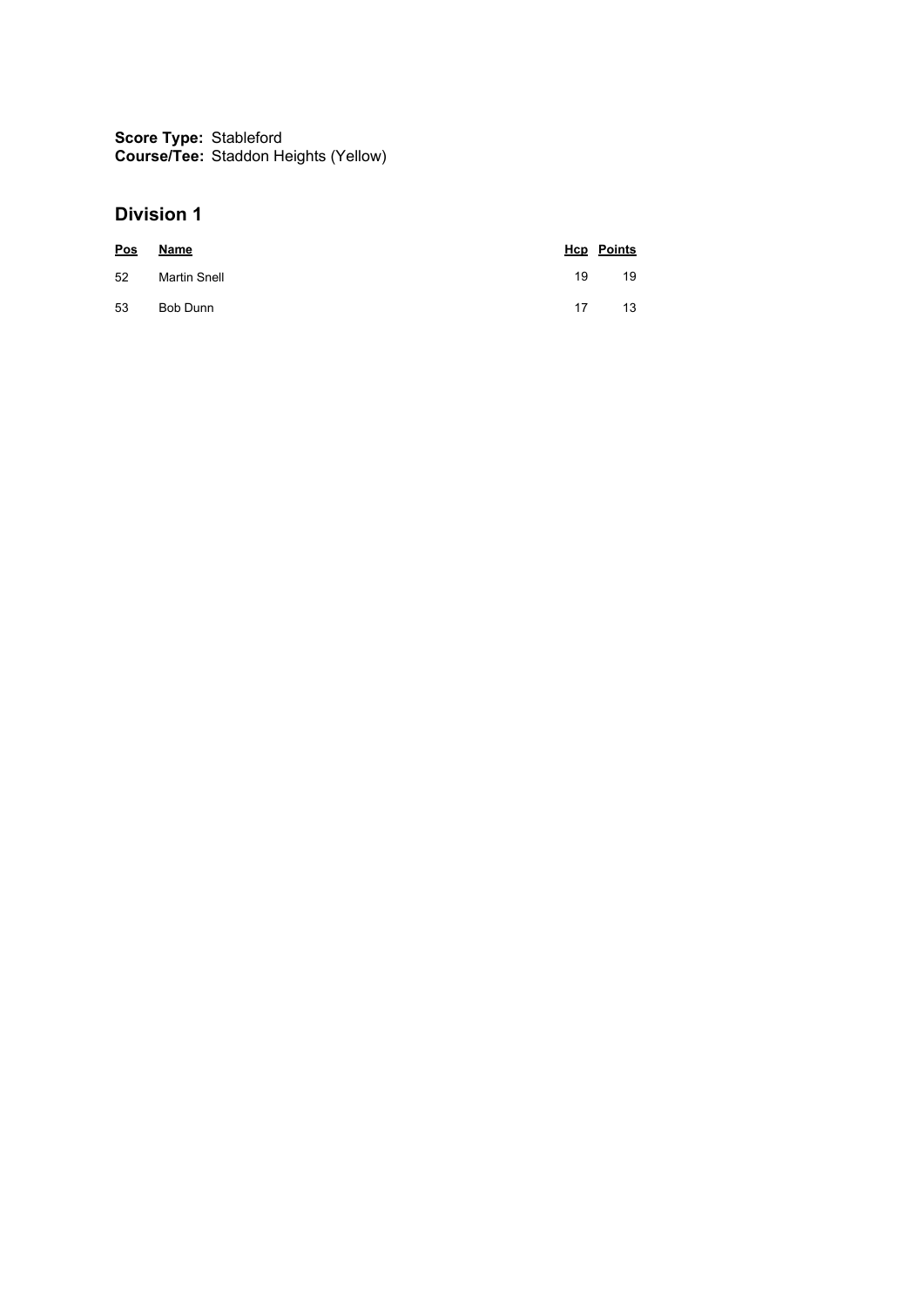**Score Type:** Stableford
**Course/Tee:** Staddon Heights (Yellow)

## Division 1

| Pos | Name | Hcp | Points |
|---|---|---|---|
| 52 | Martin Snell | 19 | 19 |
| 53 | Bob Dunn | 17 | 13 |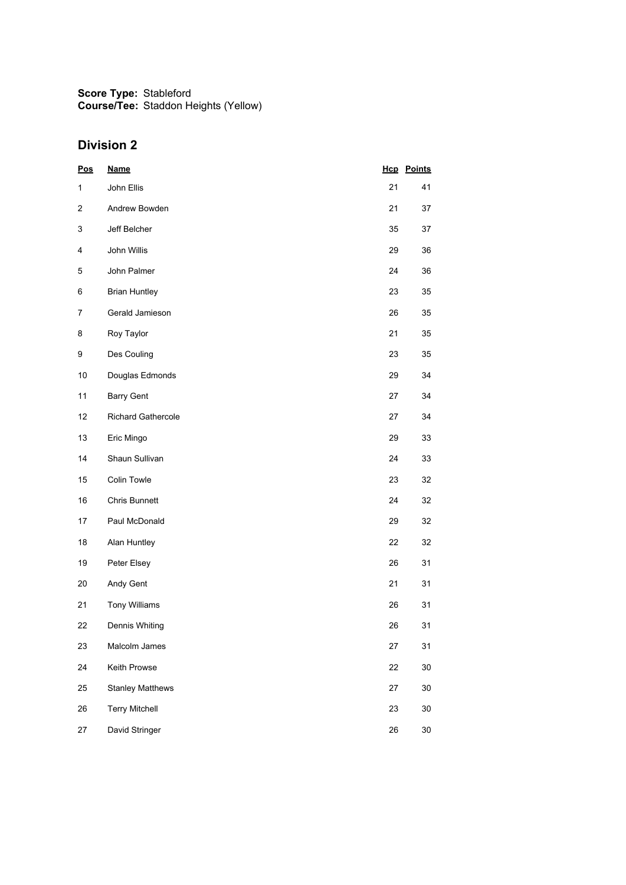**Score Type:** Stableford
**Course/Tee:** Staddon Heights (Yellow)

## Division 2

| Pos | Name | Hcp | Points |
|---|---|---|---|
| 1 | John Ellis | 21 | 41 |
| 2 | Andrew Bowden | 21 | 37 |
| 3 | Jeff Belcher | 35 | 37 |
| 4 | John Willis | 29 | 36 |
| 5 | John Palmer | 24 | 36 |
| 6 | Brian Huntley | 23 | 35 |
| 7 | Gerald Jamieson | 26 | 35 |
| 8 | Roy Taylor | 21 | 35 |
| 9 | Des Couling | 23 | 35 |
| 10 | Douglas Edmonds | 29 | 34 |
| 11 | Barry Gent | 27 | 34 |
| 12 | Richard Gathercole | 27 | 34 |
| 13 | Eric Mingo | 29 | 33 |
| 14 | Shaun Sullivan | 24 | 33 |
| 15 | Colin Towle | 23 | 32 |
| 16 | Chris Bunnett | 24 | 32 |
| 17 | Paul McDonald | 29 | 32 |
| 18 | Alan Huntley | 22 | 32 |
| 19 | Peter Elsey | 26 | 31 |
| 20 | Andy Gent | 21 | 31 |
| 21 | Tony Williams | 26 | 31 |
| 22 | Dennis Whiting | 26 | 31 |
| 23 | Malcolm James | 27 | 31 |
| 24 | Keith Prowse | 22 | 30 |
| 25 | Stanley Matthews | 27 | 30 |
| 26 | Terry Mitchell | 23 | 30 |
| 27 | David Stringer | 26 | 30 |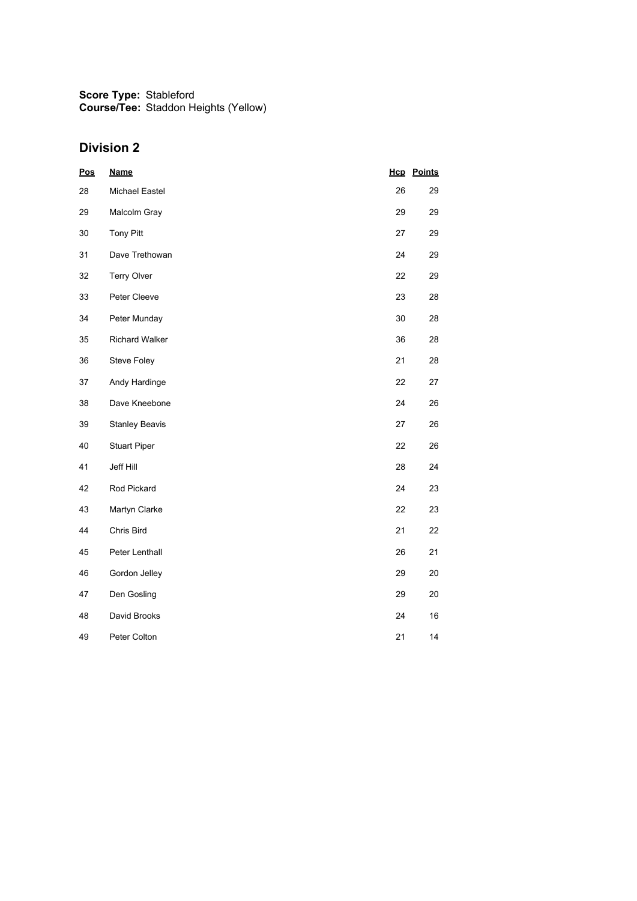**Score Type:** Stableford
**Course/Tee:** Staddon Heights (Yellow)

## Division 2

| Pos | Name | Hcp | Points |
|---|---|---|---|
| 28 | Michael Eastel | 26 | 29 |
| 29 | Malcolm Gray | 29 | 29 |
| 30 | Tony Pitt | 27 | 29 |
| 31 | Dave Trethowan | 24 | 29 |
| 32 | Terry Olver | 22 | 29 |
| 33 | Peter Cleeve | 23 | 28 |
| 34 | Peter Munday | 30 | 28 |
| 35 | Richard Walker | 36 | 28 |
| 36 | Steve Foley | 21 | 28 |
| 37 | Andy Hardinge | 22 | 27 |
| 38 | Dave Kneebone | 24 | 26 |
| 39 | Stanley Beavis | 27 | 26 |
| 40 | Stuart Piper | 22 | 26 |
| 41 | Jeff Hill | 28 | 24 |
| 42 | Rod Pickard | 24 | 23 |
| 43 | Martyn Clarke | 22 | 23 |
| 44 | Chris Bird | 21 | 22 |
| 45 | Peter Lenthall | 26 | 21 |
| 46 | Gordon Jelley | 29 | 20 |
| 47 | Den Gosling | 29 | 20 |
| 48 | David Brooks | 24 | 16 |
| 49 | Peter Colton | 21 | 14 |